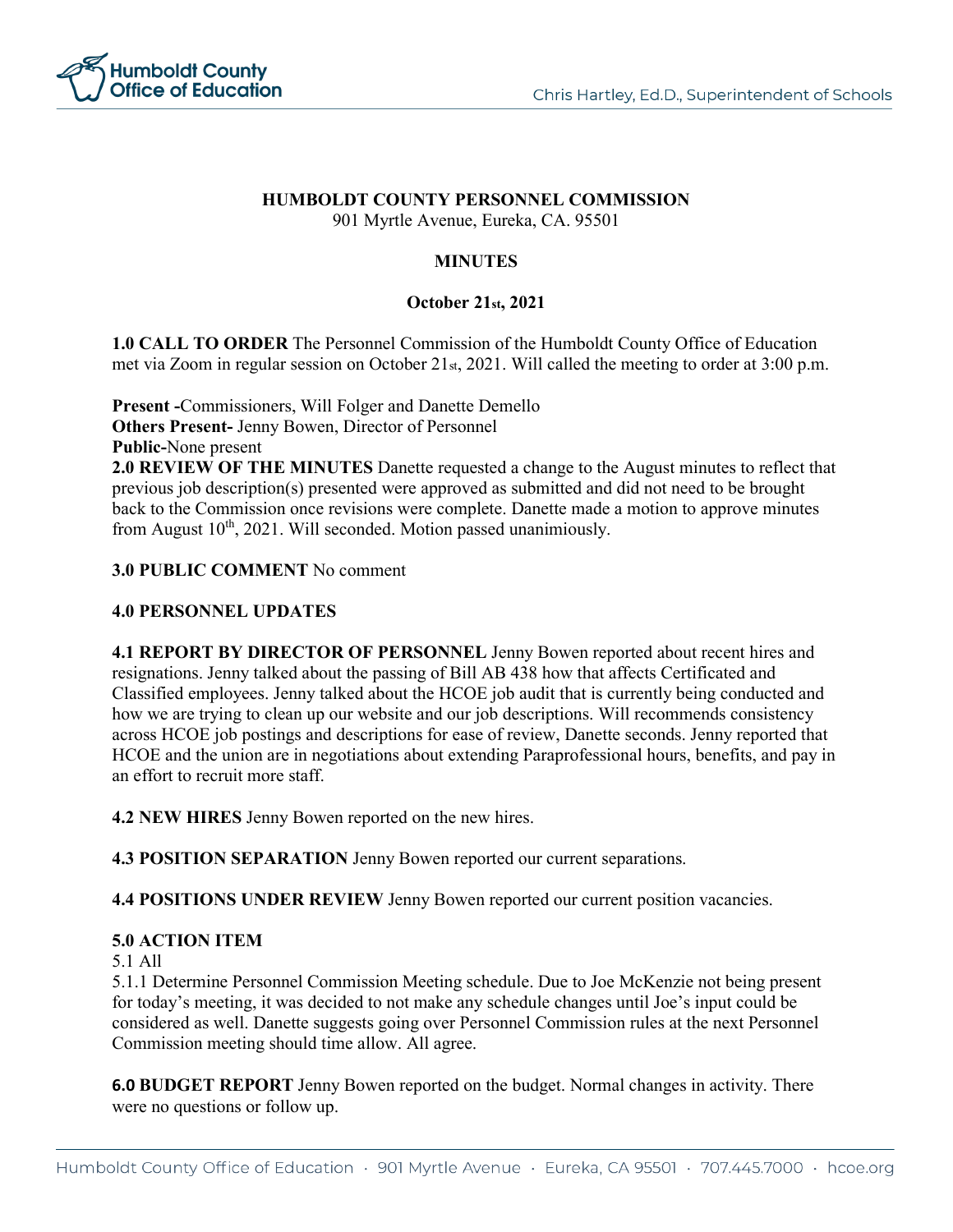**HUMBOLDT COUNTY PERSONNEL COMMISSION**
901 Myrtle Avenue, Eureka, CA. 95501

**MINUTES**

**October 21st, 2021**

**1.0 CALL TO ORDER** The Personnel Commission of the Humboldt County Office of Education met via Zoom in regular session on October 21st, 2021. Will called the meeting to order at 3:00 p.m.

**Present -**Commissioners, Will Folger and Danette Demello
**Others Present-** Jenny Bowen, Director of Personnel
**Public-**None present
**2.0 REVIEW OF THE MINUTES** Danette requested a change to the August minutes to reflect that previous job description(s) presented were approved as submitted and did not need to be brought back to the Commission once revisions were complete. Danette made a motion to approve minutes from August 10th, 2021. Will seconded. Motion passed unanimiously.

**3.0 PUBLIC COMMENT** No comment

**4.0 PERSONNEL UPDATES**

**4.1 REPORT BY DIRECTOR OF PERSONNEL** Jenny Bowen reported about recent hires and resignations. Jenny talked about the passing of Bill AB 438 how that affects Certificated and Classified employees. Jenny talked about the HCOE job audit that is currently being conducted and how we are trying to clean up our website and our job descriptions. Will recommends consistency across HCOE job postings and descriptions for ease of review, Danette seconds. Jenny reported that HCOE and the union are in negotiations about extending Paraprofessional hours, benefits, and pay in an effort to recruit more staff.

**4.2 NEW HIRES** Jenny Bowen reported on the new hires.

**4.3 POSITION SEPARATION** Jenny Bowen reported our current separations.

**4.4 POSITIONS UNDER REVIEW** Jenny Bowen reported our current position vacancies.

**5.0 ACTION ITEM**
5.1 All
5.1.1 Determine Personnel Commission Meeting schedule. Due to Joe McKenzie not being present for today's meeting, it was decided to not make any schedule changes until Joe's input could be considered as well. Danette suggests going over Personnel Commission rules at the next Personnel Commission meeting should time allow. All agree.

**6.0 BUDGET REPORT** Jenny Bowen reported on the budget. Normal changes in activity. There were no questions or follow up.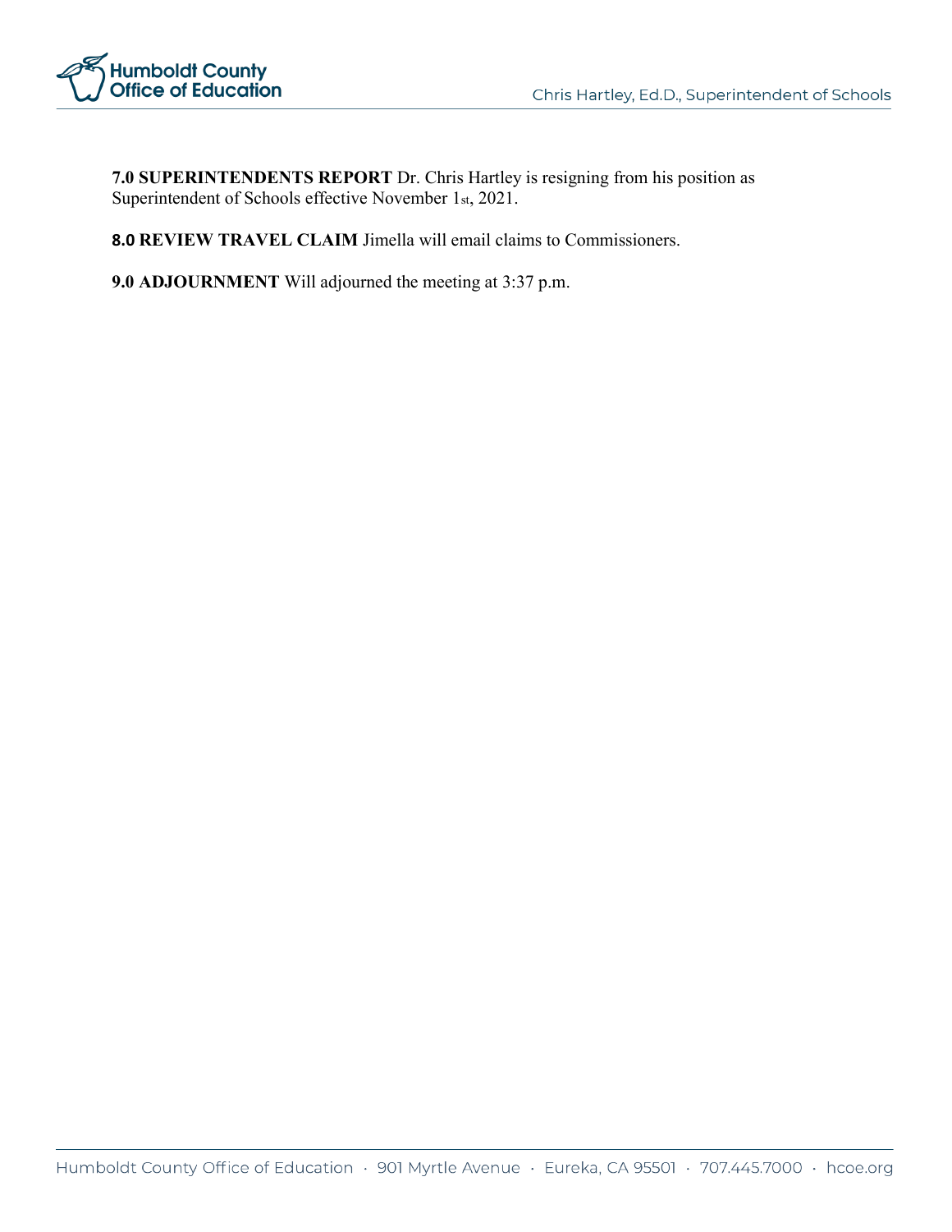**7.0 SUPERINTENDENTS REPORT** Dr. Chris Hartley is resigning from his position as Superintendent of Schools effective November 1st, 2021.

**8.0 REVIEW TRAVEL CLAIM** Jimella will email claims to Commissioners.

**9.0 ADJOURNMENT** Will adjourned the meeting at 3:37 p.m.